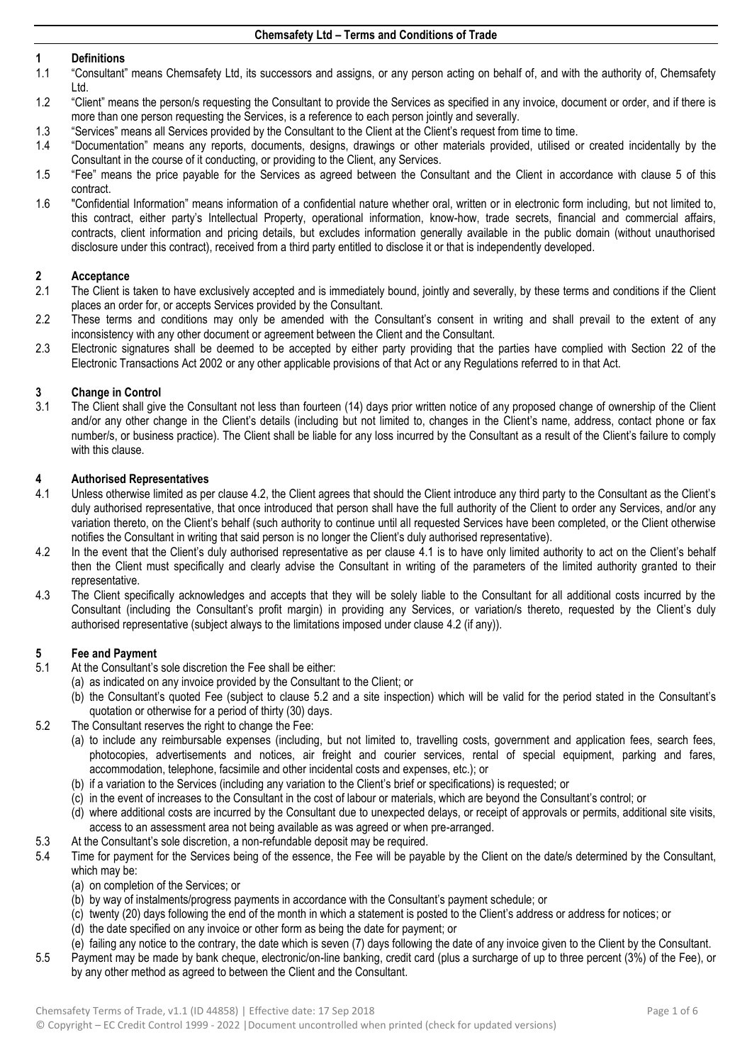# Chemsafety Ltd – Terms and Conditions of Trade

## 1 Definitions

1.1 "Consultant" means Chemsafety Ltd, its successors and assigns, or any person acting on behalf of, and with the authority of, Chemsafety Ltd.

1.2 "Client" means the person/s requesting the Consultant to provide the Services as specified in any invoice, document or order, and if there is more than one person requesting the Services, is a reference to each person jointly and severally.

1.3 "Services" means all Services provided by the Consultant to the Client at the Client's request from time to time.

1.4 "Documentation" means any reports, documents, designs, drawings or other materials provided, utilised or created incidentally by the Consultant in the course of it conducting, or providing to the Client, any Services.

1.5 "Fee" means the price payable for the Services as agreed between the Consultant and the Client in accordance with clause 5 of this contract.

1.6 "Confidential Information" means information of a confidential nature whether oral, written or in electronic form including, but not limited to, this contract, either party's Intellectual Property, operational information, know-how, trade secrets, financial and commercial affairs, contracts, client information and pricing details, but excludes information generally available in the public domain (without unauthorised disclosure under this contract), received from a third party entitled to disclose it or that is independently developed.

## 2 Acceptance

2.1 The Client is taken to have exclusively accepted and is immediately bound, jointly and severally, by these terms and conditions if the Client places an order for, or accepts Services provided by the Consultant.

2.2 These terms and conditions may only be amended with the Consultant's consent in writing and shall prevail to the extent of any inconsistency with any other document or agreement between the Client and the Consultant.

2.3 Electronic signatures shall be deemed to be accepted by either party providing that the parties have complied with Section 22 of the Electronic Transactions Act 2002 or any other applicable provisions of that Act or any Regulations referred to in that Act.

## 3 Change in Control

3.1 The Client shall give the Consultant not less than fourteen (14) days prior written notice of any proposed change of ownership of the Client and/or any other change in the Client's details (including but not limited to, changes in the Client's name, address, contact phone or fax number/s, or business practice). The Client shall be liable for any loss incurred by the Consultant as a result of the Client's failure to comply with this clause.

## 4 Authorised Representatives

4.1 Unless otherwise limited as per clause 4.2, the Client agrees that should the Client introduce any third party to the Consultant as the Client's duly authorised representative, that once introduced that person shall have the full authority of the Client to order any Services, and/or any variation thereto, on the Client's behalf (such authority to continue until all requested Services have been completed, or the Client otherwise notifies the Consultant in writing that said person is no longer the Client's duly authorised representative).

4.2 In the event that the Client's duly authorised representative as per clause 4.1 is to have only limited authority to act on the Client's behalf then the Client must specifically and clearly advise the Consultant in writing of the parameters of the limited authority granted to their representative.

4.3 The Client specifically acknowledges and accepts that they will be solely liable to the Consultant for all additional costs incurred by the Consultant (including the Consultant's profit margin) in providing any Services, or variation/s thereto, requested by the Client's duly authorised representative (subject always to the limitations imposed under clause 4.2 (if any)).

## 5 Fee and Payment

5.1 At the Consultant's sole discretion the Fee shall be either:
- (a) as indicated on any invoice provided by the Consultant to the Client; or
- (b) the Consultant's quoted Fee (subject to clause 5.2 and a site inspection) which will be valid for the period stated in the Consultant's quotation or otherwise for a period of thirty (30) days.

5.2 The Consultant reserves the right to change the Fee:
- (a) to include any reimbursable expenses (including, but not limited to, travelling costs, government and application fees, search fees, photocopies, advertisements and notices, air freight and courier services, rental of special equipment, parking and fares, accommodation, telephone, facsimile and other incidental costs and expenses, etc.); or
- (b) if a variation to the Services (including any variation to the Client's brief or specifications) is requested; or
- (c) in the event of increases to the Consultant in the cost of labour or materials, which are beyond the Consultant's control; or
- (d) where additional costs are incurred by the Consultant due to unexpected delays, or receipt of approvals or permits, additional site visits, access to an assessment area not being available as was agreed or when pre-arranged.

5.3 At the Consultant's sole discretion, a non-refundable deposit may be required.

5.4 Time for payment for the Services being of the essence, the Fee will be payable by the Client on the date/s determined by the Consultant, which may be:
- (a) on completion of the Services; or
- (b) by way of instalments/progress payments in accordance with the Consultant's payment schedule; or
- (c) twenty (20) days following the end of the month in which a statement is posted to the Client's address or address for notices; or
- (d) the date specified on any invoice or other form as being the date for payment; or
- (e) failing any notice to the contrary, the date which is seven (7) days following the date of any invoice given to the Client by the Consultant.

5.5 Payment may be made by bank cheque, electronic/on-line banking, credit card (plus a surcharge of up to three percent (3%) of the Fee), or by any other method as agreed to between the Client and the Consultant.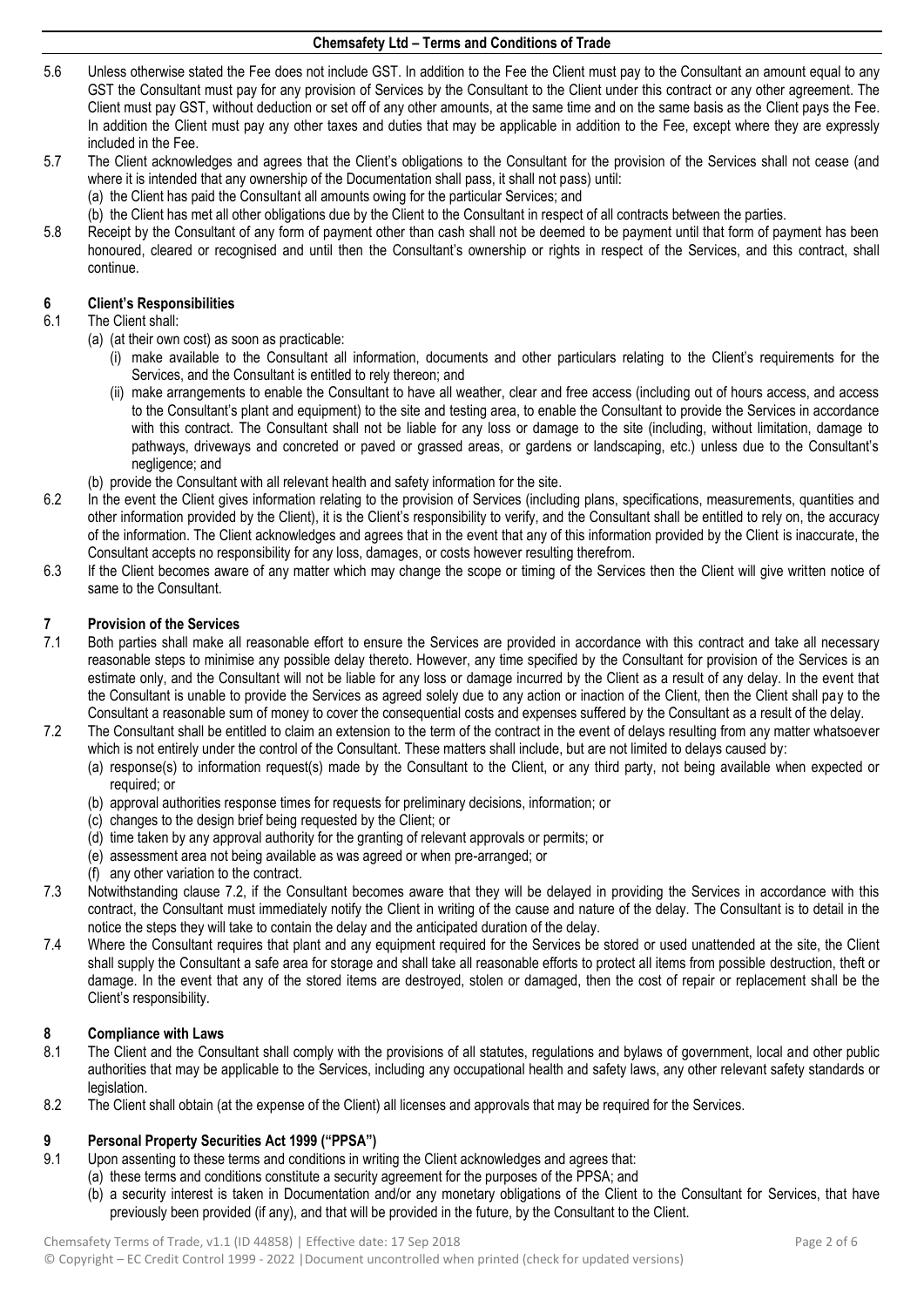5.6 Unless otherwise stated the Fee does not include GST. In addition to the Fee the Client must pay to the Consultant an amount equal to any GST the Consultant must pay for any provision of Services by the Consultant to the Client under this contract or any other agreement. The Client must pay GST, without deduction or set off of any other amounts, at the same time and on the same basis as the Client pays the Fee. In addition the Client must pay any other taxes and duties that may be applicable in addition to the Fee, except where they are expressly included in the Fee.

5.7 The Client acknowledges and agrees that the Client's obligations to the Consultant for the provision of the Services shall not cease (and where it is intended that any ownership of the Documentation shall pass, it shall not pass) until:
(a) the Client has paid the Consultant all amounts owing for the particular Services; and
(b) the Client has met all other obligations due by the Client to the Consultant in respect of all contracts between the parties.

5.8 Receipt by the Consultant of any form of payment other than cash shall not be deemed to be payment until that form of payment has been honoured, cleared or recognised and until then the Consultant's ownership or rights in respect of the Services, and this contract, shall continue.

## 6 Client's Responsibilities

6.1 The Client shall:
(a) (at their own cost) as soon as practicable:
   (i) make available to the Consultant all information, documents and other particulars relating to the Client's requirements for the Services, and the Consultant is entitled to rely thereon; and
   (ii) make arrangements to enable the Consultant to have all weather, clear and free access (including out of hours access, and access to the Consultant's plant and equipment) to the site and testing area, to enable the Consultant to provide the Services in accordance with this contract. The Consultant shall not be liable for any loss or damage to the site (including, without limitation, damage to pathways, driveways and concreted or paved or grassed areas, or gardens or landscaping, etc.) unless due to the Consultant's negligence; and
(b) provide the Consultant with all relevant health and safety information for the site.

6.2 In the event the Client gives information relating to the provision of Services (including plans, specifications, measurements, quantities and other information provided by the Client), it is the Client's responsibility to verify, and the Consultant shall be entitled to rely on, the accuracy of the information. The Client acknowledges and agrees that in the event that any of this information provided by the Client is inaccurate, the Consultant accepts no responsibility for any loss, damages, or costs however resulting therefrom.

6.3 If the Client becomes aware of any matter which may change the scope or timing of the Services then the Client will give written notice of same to the Consultant.

## 7 Provision of the Services

7.1 Both parties shall make all reasonable effort to ensure the Services are provided in accordance with this contract and take all necessary reasonable steps to minimise any possible delay thereto. However, any time specified by the Consultant for provision of the Services is an estimate only, and the Consultant will not be liable for any loss or damage incurred by the Client as a result of any delay. In the event that the Consultant is unable to provide the Services as agreed solely due to any action or inaction of the Client, then the Client shall pay to the Consultant a reasonable sum of money to cover the consequential costs and expenses suffered by the Consultant as a result of the delay.

7.2 The Consultant shall be entitled to claim an extension to the term of the contract in the event of delays resulting from any matter whatsoever which is not entirely under the control of the Consultant. These matters shall include, but are not limited to delays caused by:
(a) response(s) to information request(s) made by the Consultant to the Client, or any third party, not being available when expected or required; or
(b) approval authorities response times for requests for preliminary decisions, information; or
(c) changes to the design brief being requested by the Client; or
(d) time taken by any approval authority for the granting of relevant approvals or permits; or
(e) assessment area not being available as was agreed or when pre-arranged; or
(f) any other variation to the contract.

7.3 Notwithstanding clause 7.2, if the Consultant becomes aware that they will be delayed in providing the Services in accordance with this contract, the Consultant must immediately notify the Client in writing of the cause and nature of the delay. The Consultant is to detail in the notice the steps they will take to contain the delay and the anticipated duration of the delay.

7.4 Where the Consultant requires that plant and any equipment required for the Services be stored or used unattended at the site, the Client shall supply the Consultant a safe area for storage and shall take all reasonable efforts to protect all items from possible destruction, theft or damage. In the event that any of the stored items are destroyed, stolen or damaged, then the cost of repair or replacement shall be the Client's responsibility.

## 8 Compliance with Laws

8.1 The Client and the Consultant shall comply with the provisions of all statutes, regulations and bylaws of government, local and other public authorities that may be applicable to the Services, including any occupational health and safety laws, any other relevant safety standards or legislation.

8.2 The Client shall obtain (at the expense of the Client) all licenses and approvals that may be required for the Services.

## 9 Personal Property Securities Act 1999 ("PPSA")

9.1 Upon assenting to these terms and conditions in writing the Client acknowledges and agrees that:
(a) these terms and conditions constitute a security agreement for the purposes of the PPSA; and
(b) a security interest is taken in Documentation and/or any monetary obligations of the Client to the Consultant for Services, that have previously been provided (if any), and that will be provided in the future, by the Consultant to the Client.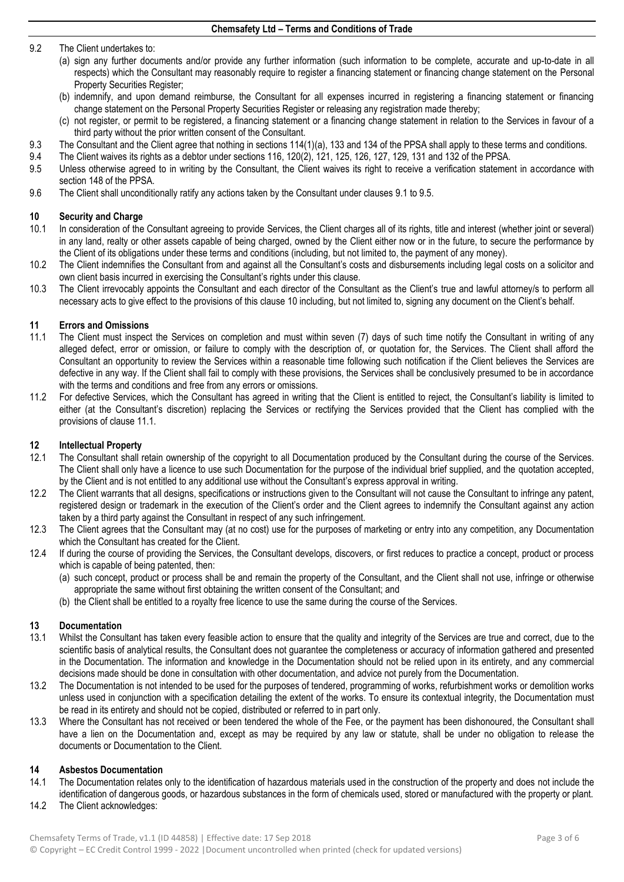9.2 The Client undertakes to:

(a) sign any further documents and/or provide any further information (such information to be complete, accurate and up-to-date in all respects) which the Consultant may reasonably require to register a financing statement or financing change statement on the Personal Property Securities Register;

(b) indemnify, and upon demand reimburse, the Consultant for all expenses incurred in registering a financing statement or financing change statement on the Personal Property Securities Register or releasing any registration made thereby;

(c) not register, or permit to be registered, a financing statement or a financing change statement in relation to the Services in favour of a third party without the prior written consent of the Consultant.

9.3 The Consultant and the Client agree that nothing in sections 114(1)(a), 133 and 134 of the PPSA shall apply to these terms and conditions.

9.4 The Client waives its rights as a debtor under sections 116, 120(2), 121, 125, 126, 127, 129, 131 and 132 of the PPSA.

9.5 Unless otherwise agreed to in writing by the Consultant, the Client waives its right to receive a verification statement in accordance with section 148 of the PPSA.

9.6 The Client shall unconditionally ratify any actions taken by the Consultant under clauses 9.1 to 9.5.

## 10 Security and Charge

10.1 In consideration of the Consultant agreeing to provide Services, the Client charges all of its rights, title and interest (whether joint or several) in any land, realty or other assets capable of being charged, owned by the Client either now or in the future, to secure the performance by the Client of its obligations under these terms and conditions (including, but not limited to, the payment of any money).

10.2 The Client indemnifies the Consultant from and against all the Consultant's costs and disbursements including legal costs on a solicitor and own client basis incurred in exercising the Consultant's rights under this clause.

10.3 The Client irrevocably appoints the Consultant and each director of the Consultant as the Client's true and lawful attorney/s to perform all necessary acts to give effect to the provisions of this clause 10 including, but not limited to, signing any document on the Client's behalf.

## 11 Errors and Omissions

11.1 The Client must inspect the Services on completion and must within seven (7) days of such time notify the Consultant in writing of any alleged defect, error or omission, or failure to comply with the description of, or quotation for, the Services. The Client shall afford the Consultant an opportunity to review the Services within a reasonable time following such notification if the Client believes the Services are defective in any way. If the Client shall fail to comply with these provisions, the Services shall be conclusively presumed to be in accordance with the terms and conditions and free from any errors or omissions.

11.2 For defective Services, which the Consultant has agreed in writing that the Client is entitled to reject, the Consultant's liability is limited to either (at the Consultant's discretion) replacing the Services or rectifying the Services provided that the Client has complied with the provisions of clause 11.1.

## 12 Intellectual Property

12.1 The Consultant shall retain ownership of the copyright to all Documentation produced by the Consultant during the course of the Services. The Client shall only have a licence to use such Documentation for the purpose of the individual brief supplied, and the quotation accepted, by the Client and is not entitled to any additional use without the Consultant's express approval in writing.

12.2 The Client warrants that all designs, specifications or instructions given to the Consultant will not cause the Consultant to infringe any patent, registered design or trademark in the execution of the Client's order and the Client agrees to indemnify the Consultant against any action taken by a third party against the Consultant in respect of any such infringement.

12.3 The Client agrees that the Consultant may (at no cost) use for the purposes of marketing or entry into any competition, any Documentation which the Consultant has created for the Client.

12.4 If during the course of providing the Services, the Consultant develops, discovers, or first reduces to practice a concept, product or process which is capable of being patented, then:

(a) such concept, product or process shall be and remain the property of the Consultant, and the Client shall not use, infringe or otherwise appropriate the same without first obtaining the written consent of the Consultant; and

(b) the Client shall be entitled to a royalty free licence to use the same during the course of the Services.

## 13 Documentation

13.1 Whilst the Consultant has taken every feasible action to ensure that the quality and integrity of the Services are true and correct, due to the scientific basis of analytical results, the Consultant does not guarantee the completeness or accuracy of information gathered and presented in the Documentation. The information and knowledge in the Documentation should not be relied upon in its entirety, and any commercial decisions made should be done in consultation with other documentation, and advice not purely from the Documentation.

13.2 The Documentation is not intended to be used for the purposes of tendered, programming of works, refurbishment works or demolition works unless used in conjunction with a specification detailing the extent of the works. To ensure its contextual integrity, the Documentation must be read in its entirety and should not be copied, distributed or referred to in part only.

13.3 Where the Consultant has not received or been tendered the whole of the Fee, or the payment has been dishonoured, the Consultant shall have a lien on the Documentation and, except as may be required by any law or statute, shall be under no obligation to release the documents or Documentation to the Client.

## 14 Asbestos Documentation

14.1 The Documentation relates only to the identification of hazardous materials used in the construction of the property and does not include the identification of dangerous goods, or hazardous substances in the form of chemicals used, stored or manufactured with the property or plant.

14.2 The Client acknowledges: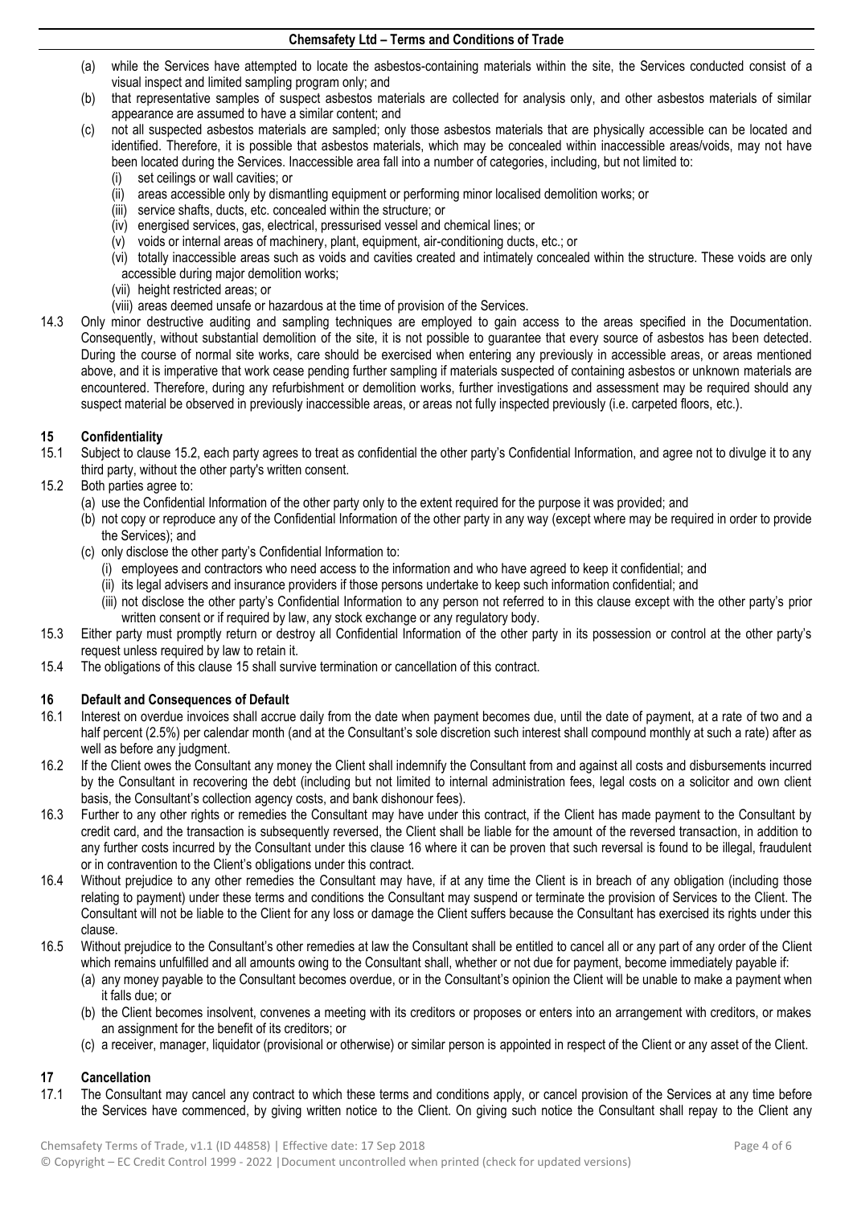(a) while the Services have attempted to locate the asbestos-containing materials within the site, the Services conducted consist of a visual inspect and limited sampling program only; and

(b) that representative samples of suspect asbestos materials are collected for analysis only, and other asbestos materials of similar appearance are assumed to have a similar content; and

(c) not all suspected asbestos materials are sampled; only those asbestos materials that are physically accessible can be located and identified. Therefore, it is possible that asbestos materials, which may be concealed within inaccessible areas/voids, may not have been located during the Services. Inaccessible area fall into a number of categories, including, but not limited to:

   (i) set ceilings or wall cavities; or
   (ii) areas accessible only by dismantling equipment or performing minor localised demolition works; or
   (iii) service shafts, ducts, etc. concealed within the structure; or
   (iv) energised services, gas, electrical, pressurised vessel and chemical lines; or
   (v) voids or internal areas of machinery, plant, equipment, air-conditioning ducts, etc.; or
   (vi) totally inaccessible areas such as voids and cavities created and intimately concealed within the structure. These voids are only accessible during major demolition works;
   (vii) height restricted areas; or
   (viii) areas deemed unsafe or hazardous at the time of provision of the Services.

14.3 Only minor destructive auditing and sampling techniques are employed to gain access to the areas specified in the Documentation. Consequently, without substantial demolition of the site, it is not possible to guarantee that every source of asbestos has been detected. During the course of normal site works, care should be exercised when entering any previously in accessible areas, or areas mentioned above, and it is imperative that work cease pending further sampling if materials suspected of containing asbestos or unknown materials are encountered. Therefore, during any refurbishment or demolition works, further investigations and assessment may be required should any suspect material be observed in previously inaccessible areas, or areas not fully inspected previously (i.e. carpeted floors, etc.).

## 15 Confidentiality

15.1 Subject to clause 15.2, each party agrees to treat as confidential the other party's Confidential Information, and agree not to divulge it to any third party, without the other party's written consent.

15.2 Both parties agree to:

(a) use the Confidential Information of the other party only to the extent required for the purpose it was provided; and

(b) not copy or reproduce any of the Confidential Information of the other party in any way (except where may be required in order to provide the Services); and

(c) only disclose the other party's Confidential Information to:

   (i) employees and contractors who need access to the information and who have agreed to keep it confidential; and
   (ii) its legal advisers and insurance providers if those persons undertake to keep such information confidential; and
   (iii) not disclose the other party's Confidential Information to any person not referred to in this clause except with the other party's prior written consent or if required by law, any stock exchange or any regulatory body.

15.3 Either party must promptly return or destroy all Confidential Information of the other party in its possession or control at the other party's request unless required by law to retain it.

15.4 The obligations of this clause 15 shall survive termination or cancellation of this contract.

## 16 Default and Consequences of Default

16.1 Interest on overdue invoices shall accrue daily from the date when payment becomes due, until the date of payment, at a rate of two and a half percent (2.5%) per calendar month (and at the Consultant's sole discretion such interest shall compound monthly at such a rate) after as well as before any judgment.

16.2 If the Client owes the Consultant any money the Client shall indemnify the Consultant from and against all costs and disbursements incurred by the Consultant in recovering the debt (including but not limited to internal administration fees, legal costs on a solicitor and own client basis, the Consultant's collection agency costs, and bank dishonour fees).

16.3 Further to any other rights or remedies the Consultant may have under this contract, if the Client has made payment to the Consultant by credit card, and the transaction is subsequently reversed, the Client shall be liable for the amount of the reversed transaction, in addition to any further costs incurred by the Consultant under this clause 16 where it can be proven that such reversal is found to be illegal, fraudulent or in contravention to the Client's obligations under this contract.

16.4 Without prejudice to any other remedies the Consultant may have, if at any time the Client is in breach of any obligation (including those relating to payment) under these terms and conditions the Consultant may suspend or terminate the provision of Services to the Client. The Consultant will not be liable to the Client for any loss or damage the Client suffers because the Consultant has exercised its rights under this clause.

16.5 Without prejudice to the Consultant's other remedies at law the Consultant shall be entitled to cancel all or any part of any order of the Client which remains unfulfilled and all amounts owing to the Consultant shall, whether or not due for payment, become immediately payable if:

(a) any money payable to the Consultant becomes overdue, or in the Consultant's opinion the Client will be unable to make a payment when it falls due; or

(b) the Client becomes insolvent, convenes a meeting with its creditors or proposes or enters into an arrangement with creditors, or makes an assignment for the benefit of its creditors; or

(c) a receiver, manager, liquidator (provisional or otherwise) or similar person is appointed in respect of the Client or any asset of the Client.

## 17 Cancellation

17.1 The Consultant may cancel any contract to which these terms and conditions apply, or cancel provision of the Services at any time before the Services have commenced, by giving written notice to the Client. On giving such notice the Consultant shall repay to the Client any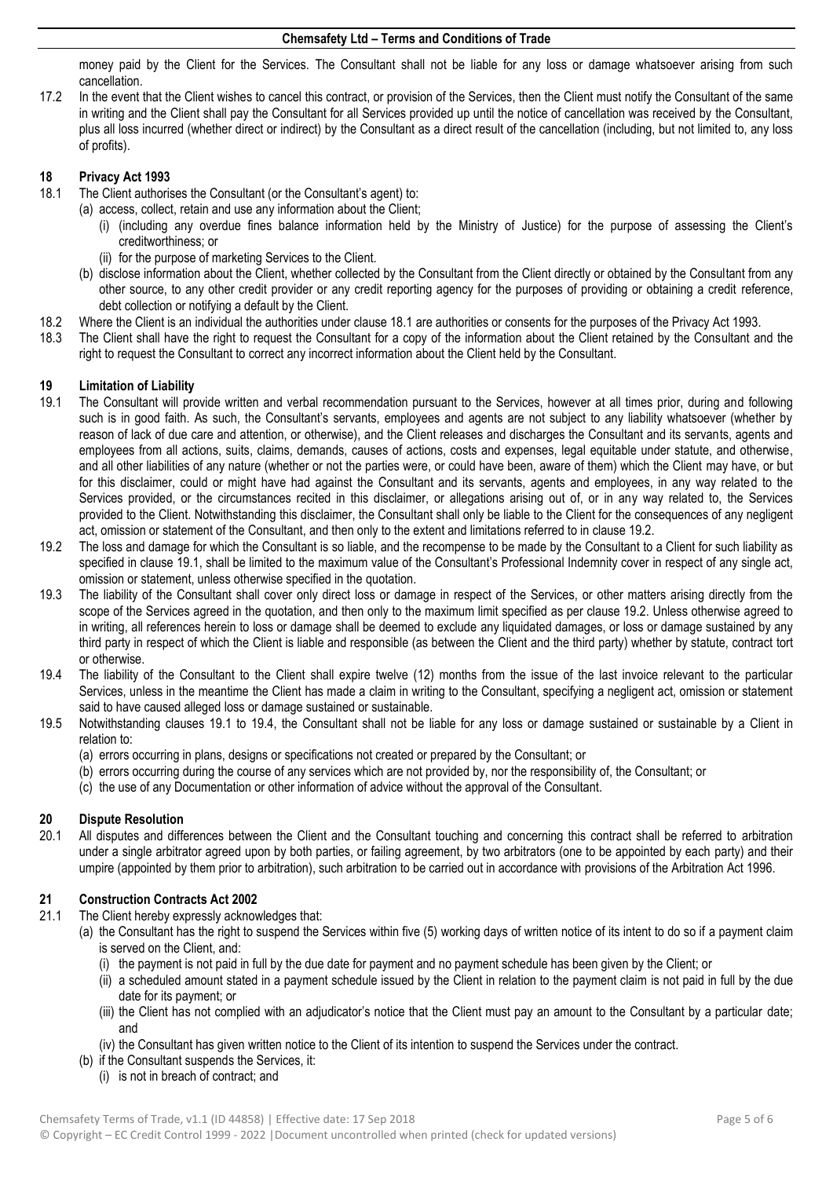money paid by the Client for the Services. The Consultant shall not be liable for any loss or damage whatsoever arising from such cancellation.

17.2 In the event that the Client wishes to cancel this contract, or provision of the Services, then the Client must notify the Consultant of the same in writing and the Client shall pay the Consultant for all Services provided up until the notice of cancellation was received by the Consultant, plus all loss incurred (whether direct or indirect) by the Consultant as a direct result of the cancellation (including, but not limited to, any loss of profits).

## 18 Privacy Act 1993

18.1 The Client authorises the Consultant (or the Consultant's agent) to:

(a) access, collect, retain and use any information about the Client;

(i) (including any overdue fines balance information held by the Ministry of Justice) for the purpose of assessing the Client's creditworthiness; or

(ii) for the purpose of marketing Services to the Client.

(b) disclose information about the Client, whether collected by the Consultant from the Client directly or obtained by the Consultant from any other source, to any other credit provider or any credit reporting agency for the purposes of providing or obtaining a credit reference, debt collection or notifying a default by the Client.

18.2 Where the Client is an individual the authorities under clause 18.1 are authorities or consents for the purposes of the Privacy Act 1993.

18.3 The Client shall have the right to request the Consultant for a copy of the information about the Client retained by the Consultant and the right to request the Consultant to correct any incorrect information about the Client held by the Consultant.

## 19 Limitation of Liability

19.1 The Consultant will provide written and verbal recommendation pursuant to the Services, however at all times prior, during and following such is in good faith. As such, the Consultant's servants, employees and agents are not subject to any liability whatsoever (whether by reason of lack of due care and attention, or otherwise), and the Client releases and discharges the Consultant and its servants, agents and employees from all actions, suits, claims, demands, causes of actions, costs and expenses, legal equitable under statute, and otherwise, and all other liabilities of any nature (whether or not the parties were, or could have been, aware of them) which the Client may have, or but for this disclaimer, could or might have had against the Consultant and its servants, agents and employees, in any way related to the Services provided, or the circumstances recited in this disclaimer, or allegations arising out of, or in any way related to, the Services provided to the Client. Notwithstanding this disclaimer, the Consultant shall only be liable to the Client for the consequences of any negligent act, omission or statement of the Consultant, and then only to the extent and limitations referred to in clause 19.2.

19.2 The loss and damage for which the Consultant is so liable, and the recompense to be made by the Consultant to a Client for such liability as specified in clause 19.1, shall be limited to the maximum value of the Consultant's Professional Indemnity cover in respect of any single act, omission or statement, unless otherwise specified in the quotation.

19.3 The liability of the Consultant shall cover only direct loss or damage in respect of the Services, or other matters arising directly from the scope of the Services agreed in the quotation, and then only to the maximum limit specified as per clause 19.2. Unless otherwise agreed to in writing, all references herein to loss or damage shall be deemed to exclude any liquidated damages, or loss or damage sustained by any third party in respect of which the Client is liable and responsible (as between the Client and the third party) whether by statute, contract tort or otherwise.

19.4 The liability of the Consultant to the Client shall expire twelve (12) months from the issue of the last invoice relevant to the particular Services, unless in the meantime the Client has made a claim in writing to the Consultant, specifying a negligent act, omission or statement said to have caused alleged loss or damage sustained or sustainable.

19.5 Notwithstanding clauses 19.1 to 19.4, the Consultant shall not be liable for any loss or damage sustained or sustainable by a Client in relation to:

(a) errors occurring in plans, designs or specifications not created or prepared by the Consultant; or

(b) errors occurring during the course of any services which are not provided by, nor the responsibility of, the Consultant; or

(c) the use of any Documentation or other information of advice without the approval of the Consultant.

## 20 Dispute Resolution

20.1 All disputes and differences between the Client and the Consultant touching and concerning this contract shall be referred to arbitration under a single arbitrator agreed upon by both parties, or failing agreement, by two arbitrators (one to be appointed by each party) and their umpire (appointed by them prior to arbitration), such arbitration to be carried out in accordance with provisions of the Arbitration Act 1996.

## 21 Construction Contracts Act 2002

21.1 The Client hereby expressly acknowledges that:

(a) the Consultant has the right to suspend the Services within five (5) working days of written notice of its intent to do so if a payment claim is served on the Client, and:

(i) the payment is not paid in full by the due date for payment and no payment schedule has been given by the Client; or

(ii) a scheduled amount stated in a payment schedule issued by the Client in relation to the payment claim is not paid in full by the due date for its payment; or

(iii) the Client has not complied with an adjudicator's notice that the Client must pay an amount to the Consultant by a particular date; and

(iv) the Consultant has given written notice to the Client of its intention to suspend the Services under the contract.

(b) if the Consultant suspends the Services, it:

(i) is not in breach of contract; and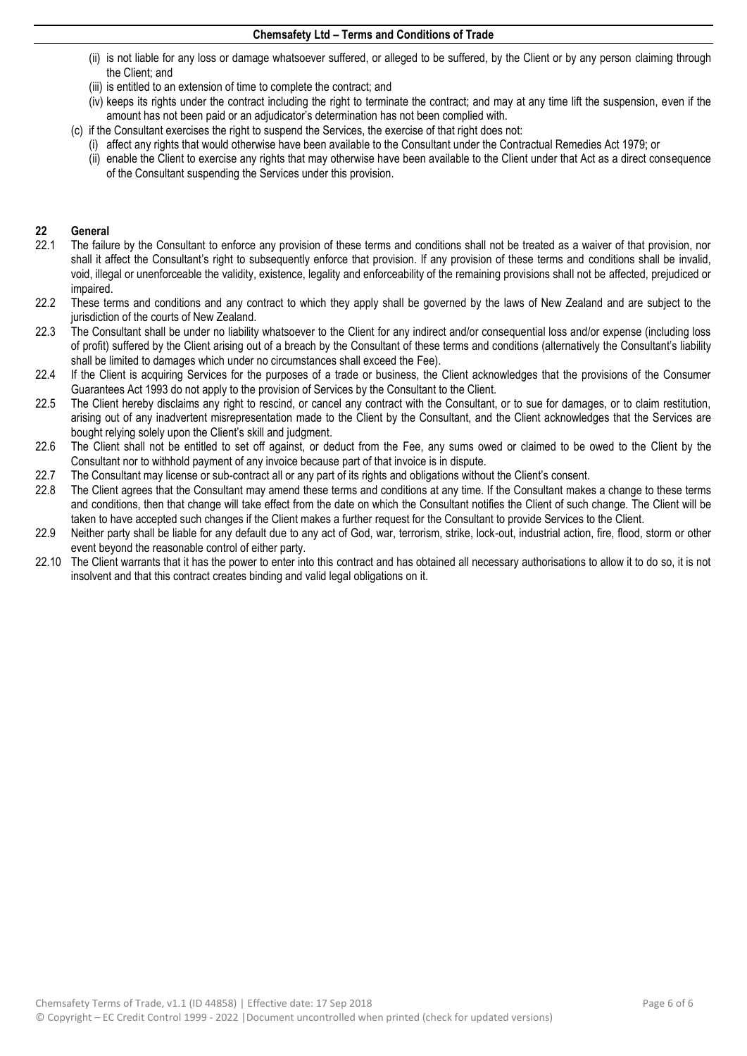(ii) is not liable for any loss or damage whatsoever suffered, or alleged to be suffered, by the Client or by any person claiming through the Client; and

(iii) is entitled to an extension of time to complete the contract; and

(iv) keeps its rights under the contract including the right to terminate the contract; and may at any time lift the suspension, even if the amount has not been paid or an adjudicator's determination has not been complied with.

(c) if the Consultant exercises the right to suspend the Services, the exercise of that right does not:

(i) affect any rights that would otherwise have been available to the Consultant under the Contractual Remedies Act 1979; or

(ii) enable the Client to exercise any rights that may otherwise have been available to the Client under that Act as a direct consequence of the Consultant suspending the Services under this provision.

## 22 General

22.1 The failure by the Consultant to enforce any provision of these terms and conditions shall not be treated as a waiver of that provision, nor shall it affect the Consultant's right to subsequently enforce that provision. If any provision of these terms and conditions shall be invalid, void, illegal or unenforceable the validity, existence, legality and enforceability of the remaining provisions shall not be affected, prejudiced or impaired.

22.2 These terms and conditions and any contract to which they apply shall be governed by the laws of New Zealand and are subject to the jurisdiction of the courts of New Zealand.

22.3 The Consultant shall be under no liability whatsoever to the Client for any indirect and/or consequential loss and/or expense (including loss of profit) suffered by the Client arising out of a breach by the Consultant of these terms and conditions (alternatively the Consultant's liability shall be limited to damages which under no circumstances shall exceed the Fee).

22.4 If the Client is acquiring Services for the purposes of a trade or business, the Client acknowledges that the provisions of the Consumer Guarantees Act 1993 do not apply to the provision of Services by the Consultant to the Client.

22.5 The Client hereby disclaims any right to rescind, or cancel any contract with the Consultant, or to sue for damages, or to claim restitution, arising out of any inadvertent misrepresentation made to the Client by the Consultant, and the Client acknowledges that the Services are bought relying solely upon the Client's skill and judgment.

22.6 The Client shall not be entitled to set off against, or deduct from the Fee, any sums owed or claimed to be owed to the Client by the Consultant nor to withhold payment of any invoice because part of that invoice is in dispute.

22.7 The Consultant may license or sub-contract all or any part of its rights and obligations without the Client's consent.

22.8 The Client agrees that the Consultant may amend these terms and conditions at any time. If the Consultant makes a change to these terms and conditions, then that change will take effect from the date on which the Consultant notifies the Client of such change. The Client will be taken to have accepted such changes if the Client makes a further request for the Consultant to provide Services to the Client.

22.9 Neither party shall be liable for any default due to any act of God, war, terrorism, strike, lock-out, industrial action, fire, flood, storm or other event beyond the reasonable control of either party.

22.10 The Client warrants that it has the power to enter into this contract and has obtained all necessary authorisations to allow it to do so, it is not insolvent and that this contract creates binding and valid legal obligations on it.